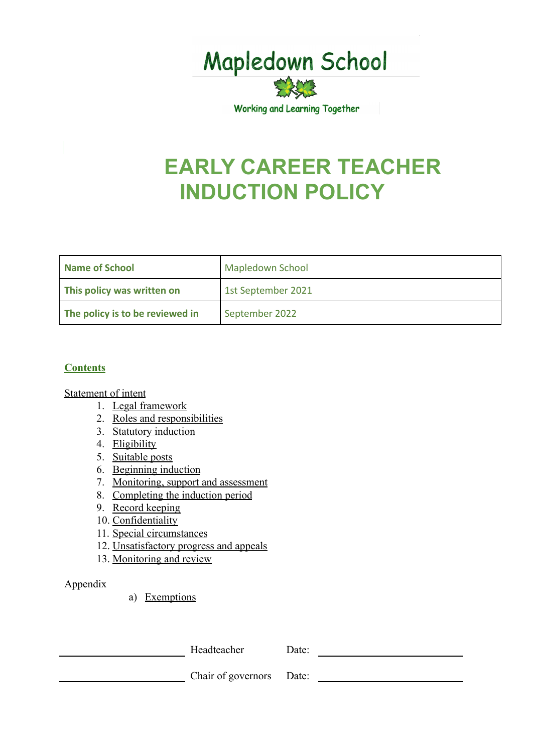Mapledown School

Working and Learning Together

# EARLY CAREER TEACHER INDUCTION POLICY

| Name of School | Mapledown School |
|---|---|
| This policy was written on | 1st September 2021 |
| The policy is to be reviewed in | September 2022 |

## Contents

Statement of intent

1. Legal framework
2. Roles and responsibilities
3. Statutory induction
4. Eligibility
5. Suitable posts
6. Beginning induction
7. Monitoring, support and assessment
8. Completing the induction period
9. Record keeping
10. Confidentiality
11. Special circumstances
12. Unsatisfactory progress and appeals
13. Monitoring and review

Appendix

a) Exemptions

\_\_\_\_\_\_\_\_\_\_\_\_\_\_\_\_\_\_\_\_ Headteacher Date: \_\_\_\_\_\_\_\_\_\_\_\_\_\_\_\_\_\_\_\_

\_\_\_\_\_\_\_\_\_\_\_\_\_\_\_\_\_\_\_\_ Chair of governors Date: \_\_\_\_\_\_\_\_\_\_\_\_\_\_\_\_\_\_\_\_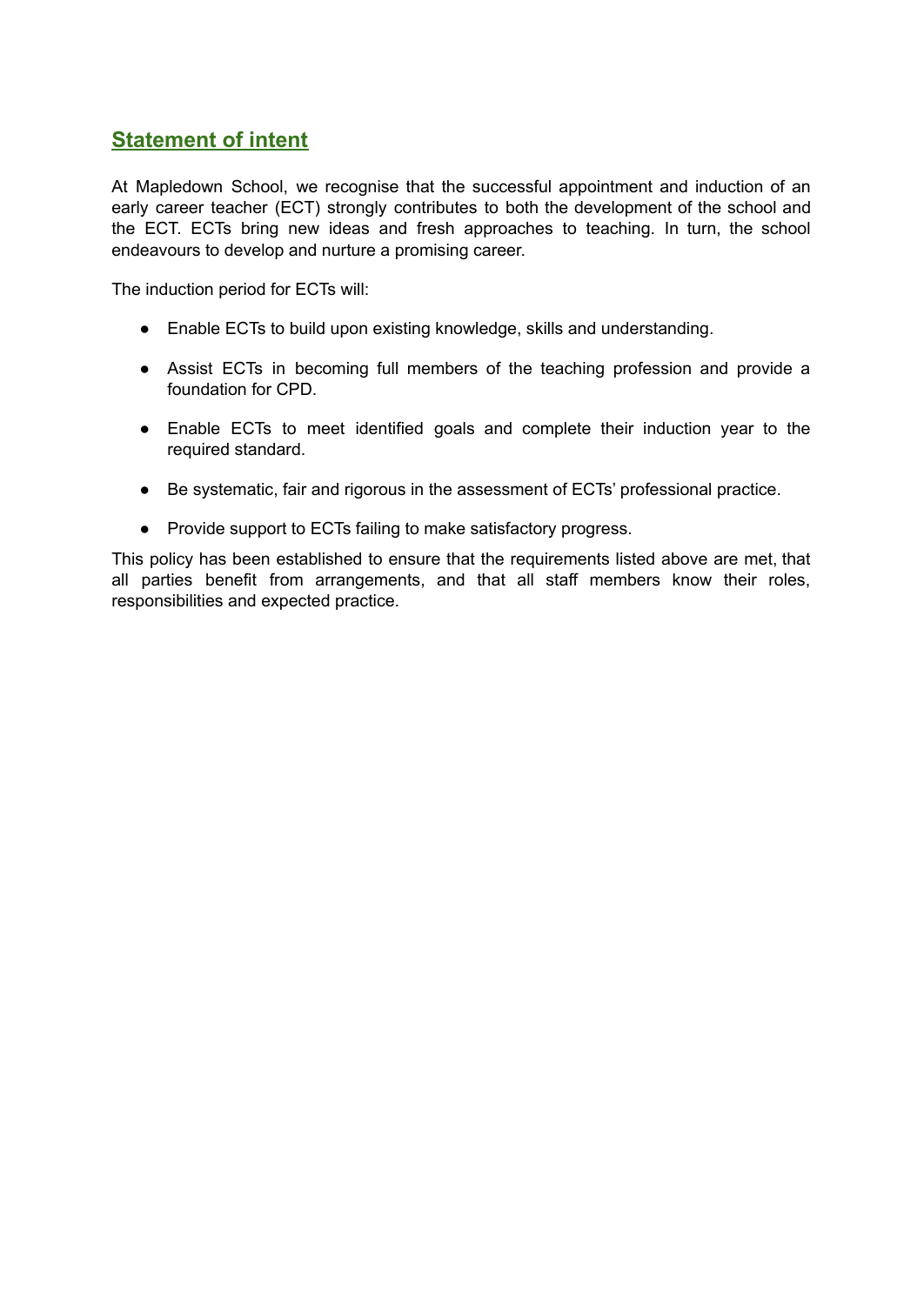## Statement of intent

At Mapledown School, we recognise that the successful appointment and induction of an early career teacher (ECT) strongly contributes to both the development of the school and the ECT. ECTs bring new ideas and fresh approaches to teaching. In turn, the school endeavours to develop and nurture a promising career.

The induction period for ECTs will:

- Enable ECTs to build upon existing knowledge, skills and understanding.
- Assist ECTs in becoming full members of the teaching profession and provide a foundation for CPD.
- Enable ECTs to meet identified goals and complete their induction year to the required standard.
- Be systematic, fair and rigorous in the assessment of ECTs' professional practice.
- Provide support to ECTs failing to make satisfactory progress.

This policy has been established to ensure that the requirements listed above are met, that all parties benefit from arrangements, and that all staff members know their roles, responsibilities and expected practice.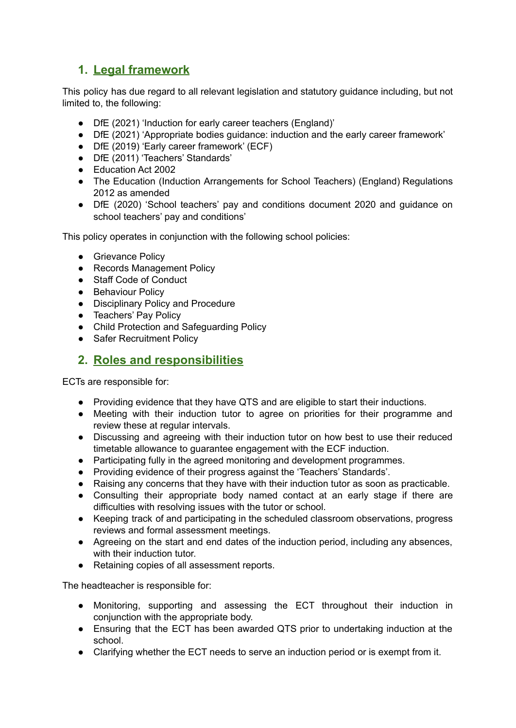## 1. Legal framework

This policy has due regard to all relevant legislation and statutory guidance including, but not limited to, the following:

- DfE (2021) 'Induction for early career teachers (England)'
- DfE (2021) 'Appropriate bodies guidance: induction and the early career framework'
- DfE (2019) 'Early career framework' (ECF)
- DfE (2011) 'Teachers' Standards'
- Education Act 2002
- The Education (Induction Arrangements for School Teachers) (England) Regulations 2012 as amended
- DfE (2020) 'School teachers' pay and conditions document 2020 and guidance on school teachers' pay and conditions'

This policy operates in conjunction with the following school policies:

- Grievance Policy
- Records Management Policy
- Staff Code of Conduct
- Behaviour Policy
- Disciplinary Policy and Procedure
- Teachers' Pay Policy
- Child Protection and Safeguarding Policy
- Safer Recruitment Policy

## 2. Roles and responsibilities

ECTs are responsible for:

- Providing evidence that they have QTS and are eligible to start their inductions.
- Meeting with their induction tutor to agree on priorities for their programme and review these at regular intervals.
- Discussing and agreeing with their induction tutor on how best to use their reduced timetable allowance to guarantee engagement with the ECF induction.
- Participating fully in the agreed monitoring and development programmes.
- Providing evidence of their progress against the 'Teachers' Standards'.
- Raising any concerns that they have with their induction tutor as soon as practicable.
- Consulting their appropriate body named contact at an early stage if there are difficulties with resolving issues with the tutor or school.
- Keeping track of and participating in the scheduled classroom observations, progress reviews and formal assessment meetings.
- Agreeing on the start and end dates of the induction period, including any absences, with their induction tutor.
- Retaining copies of all assessment reports.

The headteacher is responsible for:

- Monitoring, supporting and assessing the ECT throughout their induction in conjunction with the appropriate body.
- Ensuring that the ECT has been awarded QTS prior to undertaking induction at the school.
- Clarifying whether the ECT needs to serve an induction period or is exempt from it.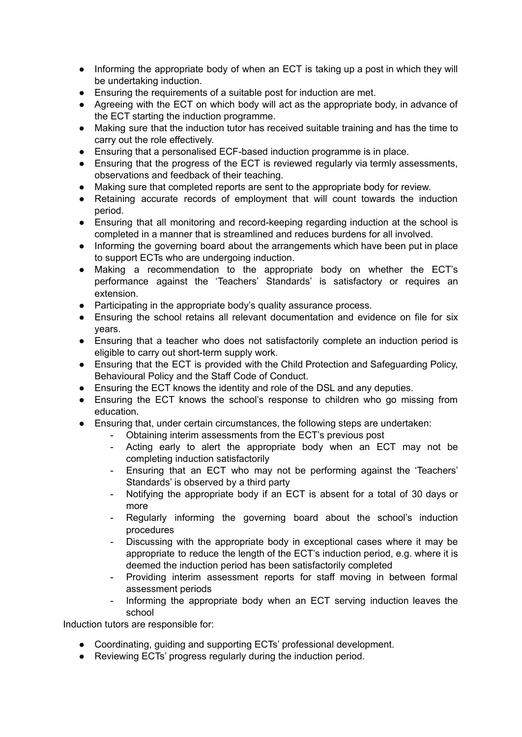- Informing the appropriate body of when an ECT is taking up a post in which they will be undertaking induction.
- Ensuring the requirements of a suitable post for induction are met.
- Agreeing with the ECT on which body will act as the appropriate body, in advance of the ECT starting the induction programme.
- Making sure that the induction tutor has received suitable training and has the time to carry out the role effectively.
- Ensuring that a personalised ECF-based induction programme is in place.
- Ensuring that the progress of the ECT is reviewed regularly via termly assessments, observations and feedback of their teaching.
- Making sure that completed reports are sent to the appropriate body for review.
- Retaining accurate records of employment that will count towards the induction period.
- Ensuring that all monitoring and record-keeping regarding induction at the school is completed in a manner that is streamlined and reduces burdens for all involved.
- Informing the governing board about the arrangements which have been put in place to support ECTs who are undergoing induction.
- Making a recommendation to the appropriate body on whether the ECT's performance against the 'Teachers' Standards' is satisfactory or requires an extension.
- Participating in the appropriate body's quality assurance process.
- Ensuring the school retains all relevant documentation and evidence on file for six years.
- Ensuring that a teacher who does not satisfactorily complete an induction period is eligible to carry out short-term supply work.
- Ensuring that the ECT is provided with the Child Protection and Safeguarding Policy, Behavioural Policy and the Staff Code of Conduct.
- Ensuring the ECT knows the identity and role of the DSL and any deputies.
- Ensuring the ECT knows the school's response to children who go missing from education.
- Ensuring that, under certain circumstances, the following steps are undertaken:
  - Obtaining interim assessments from the ECT's previous post
  - Acting early to alert the appropriate body when an ECT may not be completing induction satisfactorily
  - Ensuring that an ECT who may not be performing against the 'Teachers' Standards' is observed by a third party
  - Notifying the appropriate body if an ECT is absent for a total of 30 days or more
  - Regularly informing the governing board about the school's induction procedures
  - Discussing with the appropriate body in exceptional cases where it may be appropriate to reduce the length of the ECT's induction period, e.g. where it is deemed the induction period has been satisfactorily completed
  - Providing interim assessment reports for staff moving in between formal assessment periods
  - Informing the appropriate body when an ECT serving induction leaves the school

Induction tutors are responsible for:

- Coordinating, guiding and supporting ECTs' professional development.
- Reviewing ECTs' progress regularly during the induction period.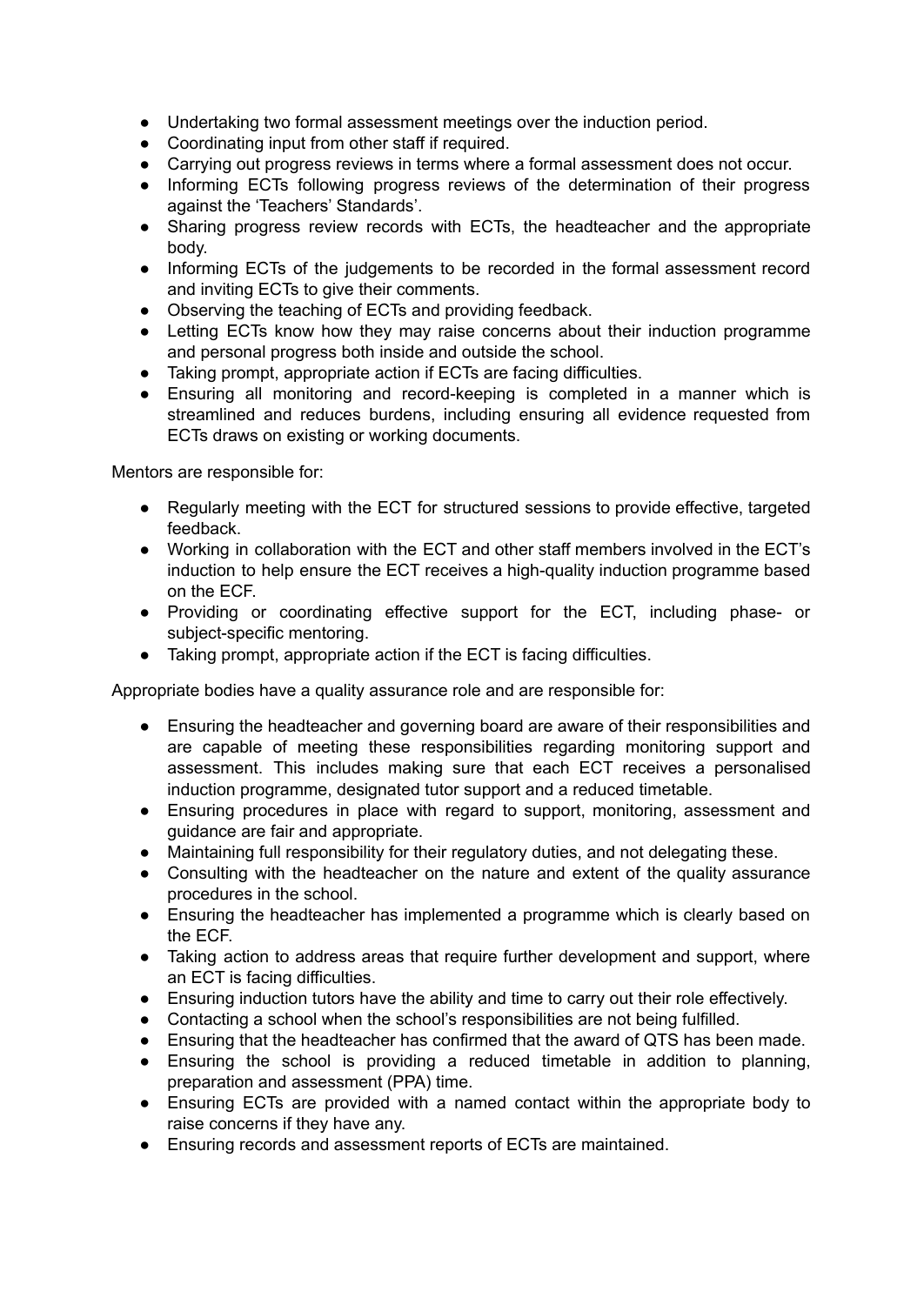- Undertaking two formal assessment meetings over the induction period.
- Coordinating input from other staff if required.
- Carrying out progress reviews in terms where a formal assessment does not occur.
- Informing ECTs following progress reviews of the determination of their progress against the 'Teachers' Standards'.
- Sharing progress review records with ECTs, the headteacher and the appropriate body.
- Informing ECTs of the judgements to be recorded in the formal assessment record and inviting ECTs to give their comments.
- Observing the teaching of ECTs and providing feedback.
- Letting ECTs know how they may raise concerns about their induction programme and personal progress both inside and outside the school.
- Taking prompt, appropriate action if ECTs are facing difficulties.
- Ensuring all monitoring and record-keeping is completed in a manner which is streamlined and reduces burdens, including ensuring all evidence requested from ECTs draws on existing or working documents.

Mentors are responsible for:

- Regularly meeting with the ECT for structured sessions to provide effective, targeted feedback.
- Working in collaboration with the ECT and other staff members involved in the ECT's induction to help ensure the ECT receives a high-quality induction programme based on the ECF.
- Providing or coordinating effective support for the ECT, including phase- or subject-specific mentoring.
- Taking prompt, appropriate action if the ECT is facing difficulties.

Appropriate bodies have a quality assurance role and are responsible for:

- Ensuring the headteacher and governing board are aware of their responsibilities and are capable of meeting these responsibilities regarding monitoring support and assessment. This includes making sure that each ECT receives a personalised induction programme, designated tutor support and a reduced timetable.
- Ensuring procedures in place with regard to support, monitoring, assessment and guidance are fair and appropriate.
- Maintaining full responsibility for their regulatory duties, and not delegating these.
- Consulting with the headteacher on the nature and extent of the quality assurance procedures in the school.
- Ensuring the headteacher has implemented a programme which is clearly based on the ECF.
- Taking action to address areas that require further development and support, where an ECT is facing difficulties.
- Ensuring induction tutors have the ability and time to carry out their role effectively.
- Contacting a school when the school's responsibilities are not being fulfilled.
- Ensuring that the headteacher has confirmed that the award of QTS has been made.
- Ensuring the school is providing a reduced timetable in addition to planning, preparation and assessment (PPA) time.
- Ensuring ECTs are provided with a named contact within the appropriate body to raise concerns if they have any.
- Ensuring records and assessment reports of ECTs are maintained.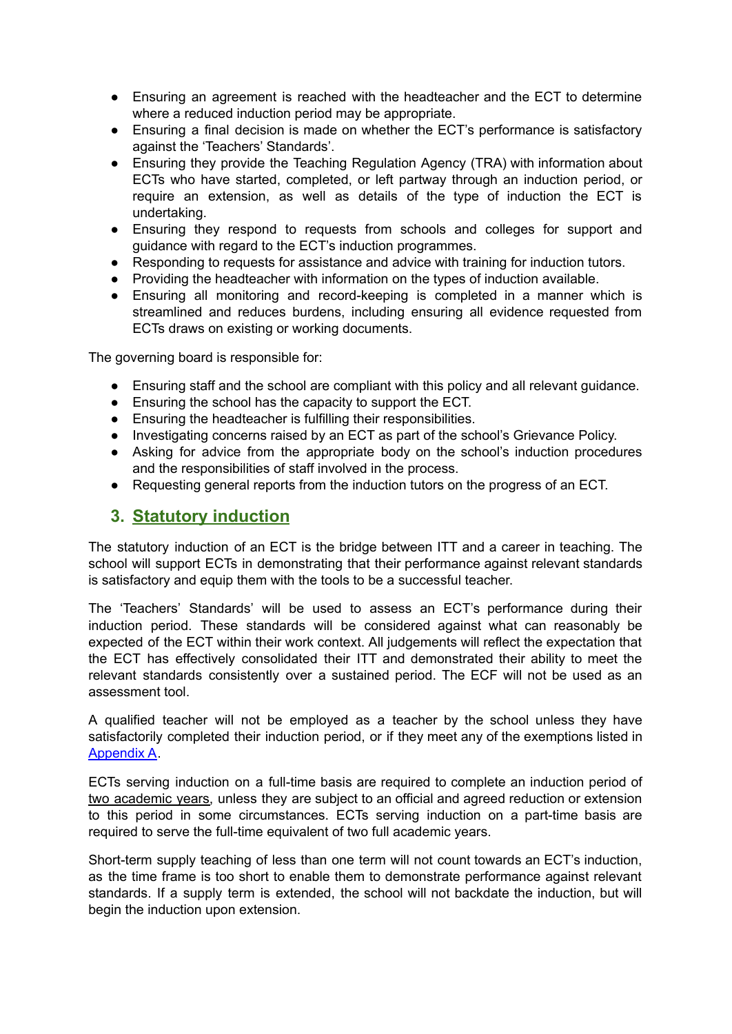- Ensuring an agreement is reached with the headteacher and the ECT to determine where a reduced induction period may be appropriate.
- Ensuring a final decision is made on whether the ECT's performance is satisfactory against the 'Teachers' Standards'.
- Ensuring they provide the Teaching Regulation Agency (TRA) with information about ECTs who have started, completed, or left partway through an induction period, or require an extension, as well as details of the type of induction the ECT is undertaking.
- Ensuring they respond to requests from schools and colleges for support and guidance with regard to the ECT's induction programmes.
- Responding to requests for assistance and advice with training for induction tutors.
- Providing the headteacher with information on the types of induction available.
- Ensuring all monitoring and record-keeping is completed in a manner which is streamlined and reduces burdens, including ensuring all evidence requested from ECTs draws on existing or working documents.

The governing board is responsible for:

- Ensuring staff and the school are compliant with this policy and all relevant guidance.
- Ensuring the school has the capacity to support the ECT.
- Ensuring the headteacher is fulfilling their responsibilities.
- Investigating concerns raised by an ECT as part of the school's Grievance Policy.
- Asking for advice from the appropriate body on the school's induction procedures and the responsibilities of staff involved in the process.
- Requesting general reports from the induction tutors on the progress of an ECT.

## 3. Statutory induction

The statutory induction of an ECT is the bridge between ITT and a career in teaching. The school will support ECTs in demonstrating that their performance against relevant standards is satisfactory and equip them with the tools to be a successful teacher.

The 'Teachers' Standards' will be used to assess an ECT's performance during their induction period. These standards will be considered against what can reasonably be expected of the ECT within their work context. All judgements will reflect the expectation that the ECT has effectively consolidated their ITT and demonstrated their ability to meet the relevant standards consistently over a sustained period. The ECF will not be used as an assessment tool.

A qualified teacher will not be employed as a teacher by the school unless they have satisfactorily completed their induction period, or if they meet any of the exemptions listed in Appendix A.

ECTs serving induction on a full-time basis are required to complete an induction period of two academic years, unless they are subject to an official and agreed reduction or extension to this period in some circumstances. ECTs serving induction on a part-time basis are required to serve the full-time equivalent of two full academic years.

Short-term supply teaching of less than one term will not count towards an ECT's induction, as the time frame is too short to enable them to demonstrate performance against relevant standards. If a supply term is extended, the school will not backdate the induction, but will begin the induction upon extension.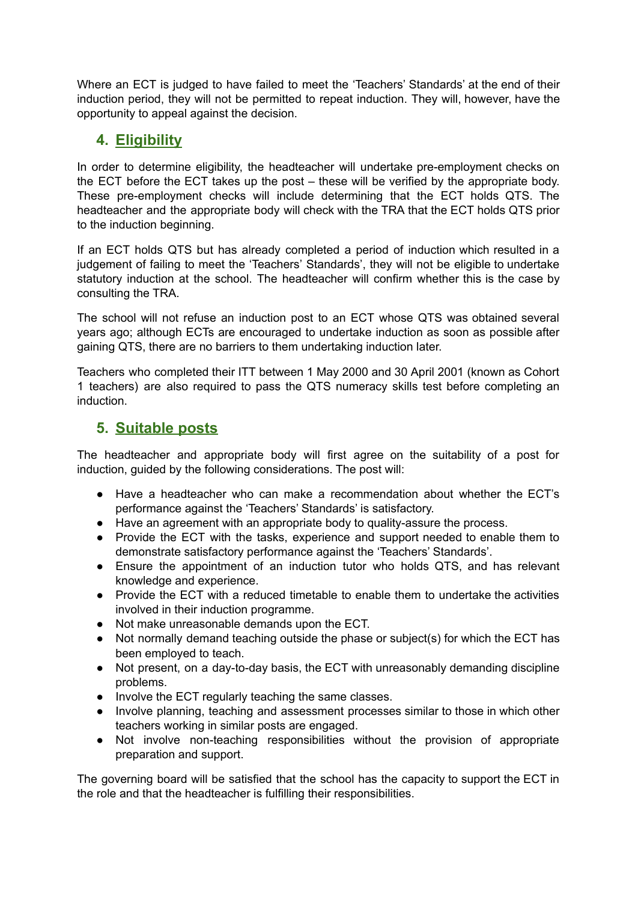Where an ECT is judged to have failed to meet the ‘Teachers’ Standards’ at the end of their induction period, they will not be permitted to repeat induction. They will, however, have the opportunity to appeal against the decision.

## 4. Eligibility

In order to determine eligibility, the headteacher will undertake pre-employment checks on the ECT before the ECT takes up the post – these will be verified by the appropriate body. These pre-employment checks will include determining that the ECT holds QTS. The headteacher and the appropriate body will check with the TRA that the ECT holds QTS prior to the induction beginning.

If an ECT holds QTS but has already completed a period of induction which resulted in a judgement of failing to meet the ‘Teachers’ Standards’, they will not be eligible to undertake statutory induction at the school. The headteacher will confirm whether this is the case by consulting the TRA.

The school will not refuse an induction post to an ECT whose QTS was obtained several years ago; although ECTs are encouraged to undertake induction as soon as possible after gaining QTS, there are no barriers to them undertaking induction later.

Teachers who completed their ITT between 1 May 2000 and 30 April 2001 (known as Cohort 1 teachers) are also required to pass the QTS numeracy skills test before completing an induction.

## 5. Suitable posts

The headteacher and appropriate body will first agree on the suitability of a post for induction, guided by the following considerations. The post will:

- Have a headteacher who can make a recommendation about whether the ECT’s performance against the ‘Teachers’ Standards’ is satisfactory.
- Have an agreement with an appropriate body to quality-assure the process.
- Provide the ECT with the tasks, experience and support needed to enable them to demonstrate satisfactory performance against the ‘Teachers’ Standards’.
- Ensure the appointment of an induction tutor who holds QTS, and has relevant knowledge and experience.
- Provide the ECT with a reduced timetable to enable them to undertake the activities involved in their induction programme.
- Not make unreasonable demands upon the ECT.
- Not normally demand teaching outside the phase or subject(s) for which the ECT has been employed to teach.
- Not present, on a day-to-day basis, the ECT with unreasonably demanding discipline problems.
- Involve the ECT regularly teaching the same classes.
- Involve planning, teaching and assessment processes similar to those in which other teachers working in similar posts are engaged.
- Not involve non-teaching responsibilities without the provision of appropriate preparation and support.

The governing board will be satisfied that the school has the capacity to support the ECT in the role and that the headteacher is fulfilling their responsibilities.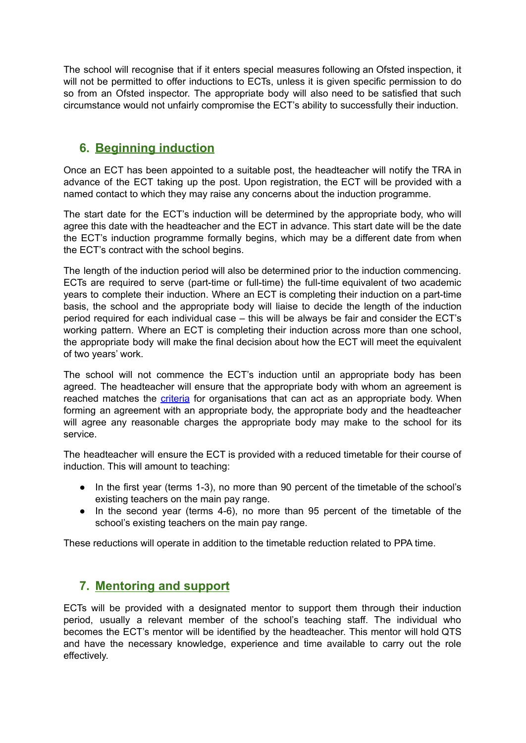The school will recognise that if it enters special measures following an Ofsted inspection, it will not be permitted to offer inductions to ECTs, unless it is given specific permission to do so from an Ofsted inspector. The appropriate body will also need to be satisfied that such circumstance would not unfairly compromise the ECT's ability to successfully their induction.

## 6. Beginning induction

Once an ECT has been appointed to a suitable post, the headteacher will notify the TRA in advance of the ECT taking up the post. Upon registration, the ECT will be provided with a named contact to which they may raise any concerns about the induction programme.

The start date for the ECT's induction will be determined by the appropriate body, who will agree this date with the headteacher and the ECT in advance. This start date will be the date the ECT's induction programme formally begins, which may be a different date from when the ECT's contract with the school begins.

The length of the induction period will also be determined prior to the induction commencing. ECTs are required to serve (part-time or full-time) the full-time equivalent of two academic years to complete their induction. Where an ECT is completing their induction on a part-time basis, the school and the appropriate body will liaise to decide the length of the induction period required for each individual case – this will be always be fair and consider the ECT's working pattern. Where an ECT is completing their induction across more than one school, the appropriate body will make the final decision about how the ECT will meet the equivalent of two years' work.

The school will not commence the ECT's induction until an appropriate body has been agreed. The headteacher will ensure that the appropriate body with whom an agreement is reached matches the criteria for organisations that can act as an appropriate body. When forming an agreement with an appropriate body, the appropriate body and the headteacher will agree any reasonable charges the appropriate body may make to the school for its service.

The headteacher will ensure the ECT is provided with a reduced timetable for their course of induction. This will amount to teaching:

- In the first year (terms 1-3), no more than 90 percent of the timetable of the school's existing teachers on the main pay range.
- In the second year (terms 4-6), no more than 95 percent of the timetable of the school's existing teachers on the main pay range.

These reductions will operate in addition to the timetable reduction related to PPA time.

## 7. Mentoring and support

ECTs will be provided with a designated mentor to support them through their induction period, usually a relevant member of the school's teaching staff. The individual who becomes the ECT's mentor will be identified by the headteacher. This mentor will hold QTS and have the necessary knowledge, experience and time available to carry out the role effectively.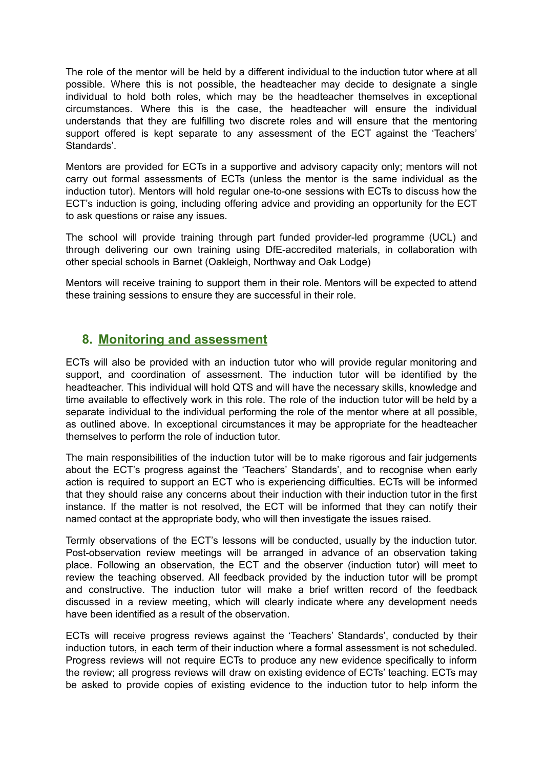The role of the mentor will be held by a different individual to the induction tutor where at all possible. Where this is not possible, the headteacher may decide to designate a single individual to hold both roles, which may be the headteacher themselves in exceptional circumstances. Where this is the case, the headteacher will ensure the individual understands that they are fulfilling two discrete roles and will ensure that the mentoring support offered is kept separate to any assessment of the ECT against the 'Teachers' Standards'.

Mentors are provided for ECTs in a supportive and advisory capacity only; mentors will not carry out formal assessments of ECTs (unless the mentor is the same individual as the induction tutor). Mentors will hold regular one-to-one sessions with ECTs to discuss how the ECT's induction is going, including offering advice and providing an opportunity for the ECT to ask questions or raise any issues.

The school will provide training through part funded provider-led programme (UCL) and through delivering our own training using DfE-accredited materials, in collaboration with other special schools in Barnet (Oakleigh, Northway and Oak Lodge)

Mentors will receive training to support them in their role. Mentors will be expected to attend these training sessions to ensure they are successful in their role.

## 8. Monitoring and assessment

ECTs will also be provided with an induction tutor who will provide regular monitoring and support, and coordination of assessment. The induction tutor will be identified by the headteacher. This individual will hold QTS and will have the necessary skills, knowledge and time available to effectively work in this role. The role of the induction tutor will be held by a separate individual to the individual performing the role of the mentor where at all possible, as outlined above. In exceptional circumstances it may be appropriate for the headteacher themselves to perform the role of induction tutor.

The main responsibilities of the induction tutor will be to make rigorous and fair judgements about the ECT's progress against the 'Teachers' Standards', and to recognise when early action is required to support an ECT who is experiencing difficulties. ECTs will be informed that they should raise any concerns about their induction with their induction tutor in the first instance. If the matter is not resolved, the ECT will be informed that they can notify their named contact at the appropriate body, who will then investigate the issues raised.

Termly observations of the ECT's lessons will be conducted, usually by the induction tutor. Post-observation review meetings will be arranged in advance of an observation taking place. Following an observation, the ECT and the observer (induction tutor) will meet to review the teaching observed. All feedback provided by the induction tutor will be prompt and constructive. The induction tutor will make a brief written record of the feedback discussed in a review meeting, which will clearly indicate where any development needs have been identified as a result of the observation.

ECTs will receive progress reviews against the 'Teachers' Standards', conducted by their induction tutors, in each term of their induction where a formal assessment is not scheduled. Progress reviews will not require ECTs to produce any new evidence specifically to inform the review; all progress reviews will draw on existing evidence of ECTs' teaching. ECTs may be asked to provide copies of existing evidence to the induction tutor to help inform the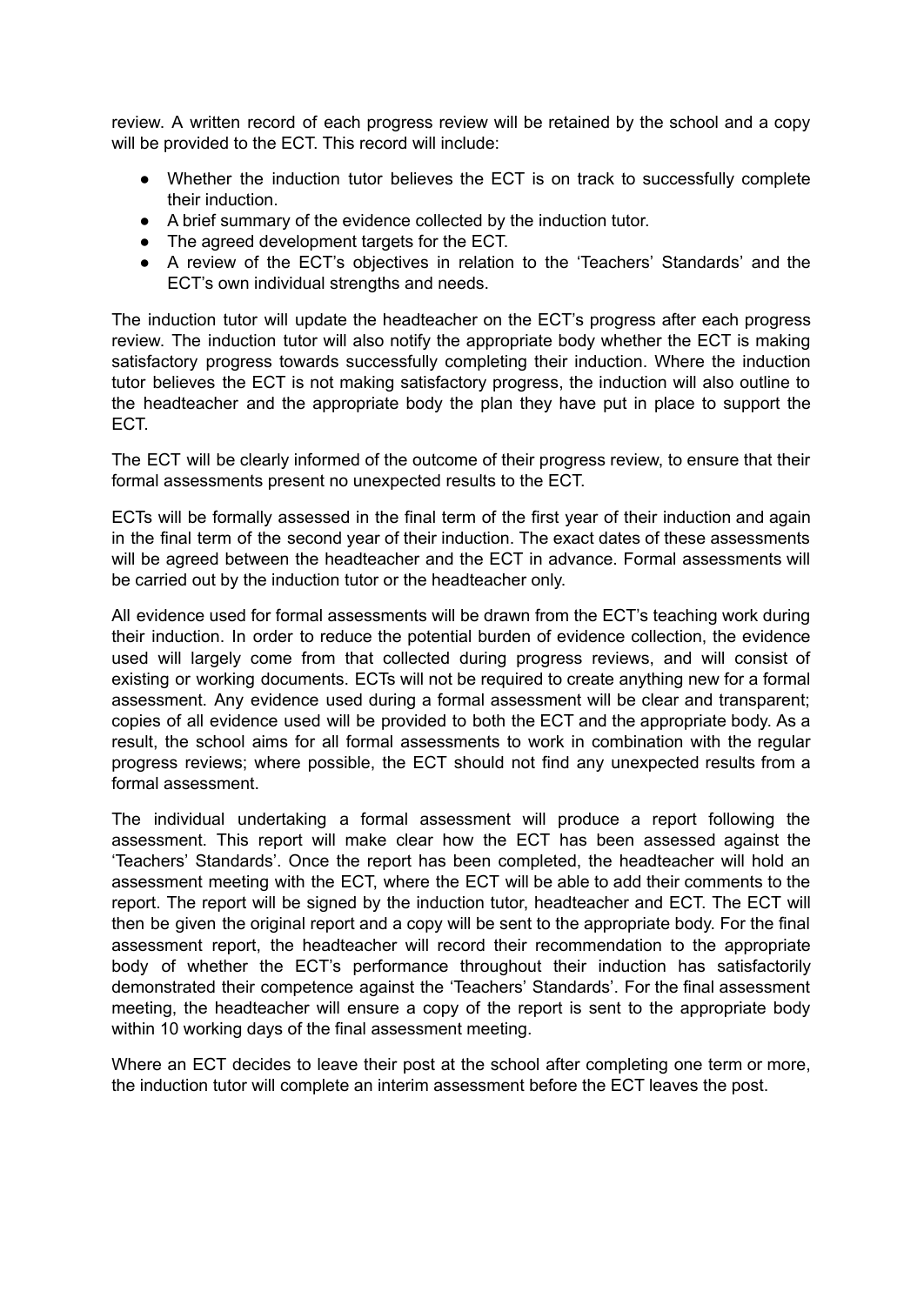review. A written record of each progress review will be retained by the school and a copy will be provided to the ECT. This record will include:

- Whether the induction tutor believes the ECT is on track to successfully complete their induction.
- A brief summary of the evidence collected by the induction tutor.
- The agreed development targets for the ECT.
- A review of the ECT's objectives in relation to the 'Teachers' Standards' and the ECT's own individual strengths and needs.

The induction tutor will update the headteacher on the ECT's progress after each progress review. The induction tutor will also notify the appropriate body whether the ECT is making satisfactory progress towards successfully completing their induction. Where the induction tutor believes the ECT is not making satisfactory progress, the induction will also outline to the headteacher and the appropriate body the plan they have put in place to support the ECT.

The ECT will be clearly informed of the outcome of their progress review, to ensure that their formal assessments present no unexpected results to the ECT.

ECTs will be formally assessed in the final term of the first year of their induction and again in the final term of the second year of their induction. The exact dates of these assessments will be agreed between the headteacher and the ECT in advance. Formal assessments will be carried out by the induction tutor or the headteacher only.

All evidence used for formal assessments will be drawn from the ECT's teaching work during their induction. In order to reduce the potential burden of evidence collection, the evidence used will largely come from that collected during progress reviews, and will consist of existing or working documents. ECTs will not be required to create anything new for a formal assessment. Any evidence used during a formal assessment will be clear and transparent; copies of all evidence used will be provided to both the ECT and the appropriate body. As a result, the school aims for all formal assessments to work in combination with the regular progress reviews; where possible, the ECT should not find any unexpected results from a formal assessment.

The individual undertaking a formal assessment will produce a report following the assessment. This report will make clear how the ECT has been assessed against the 'Teachers' Standards'. Once the report has been completed, the headteacher will hold an assessment meeting with the ECT, where the ECT will be able to add their comments to the report. The report will be signed by the induction tutor, headteacher and ECT. The ECT will then be given the original report and a copy will be sent to the appropriate body. For the final assessment report, the headteacher will record their recommendation to the appropriate body of whether the ECT's performance throughout their induction has satisfactorily demonstrated their competence against the 'Teachers' Standards'. For the final assessment meeting, the headteacher will ensure a copy of the report is sent to the appropriate body within 10 working days of the final assessment meeting.

Where an ECT decides to leave their post at the school after completing one term or more, the induction tutor will complete an interim assessment before the ECT leaves the post.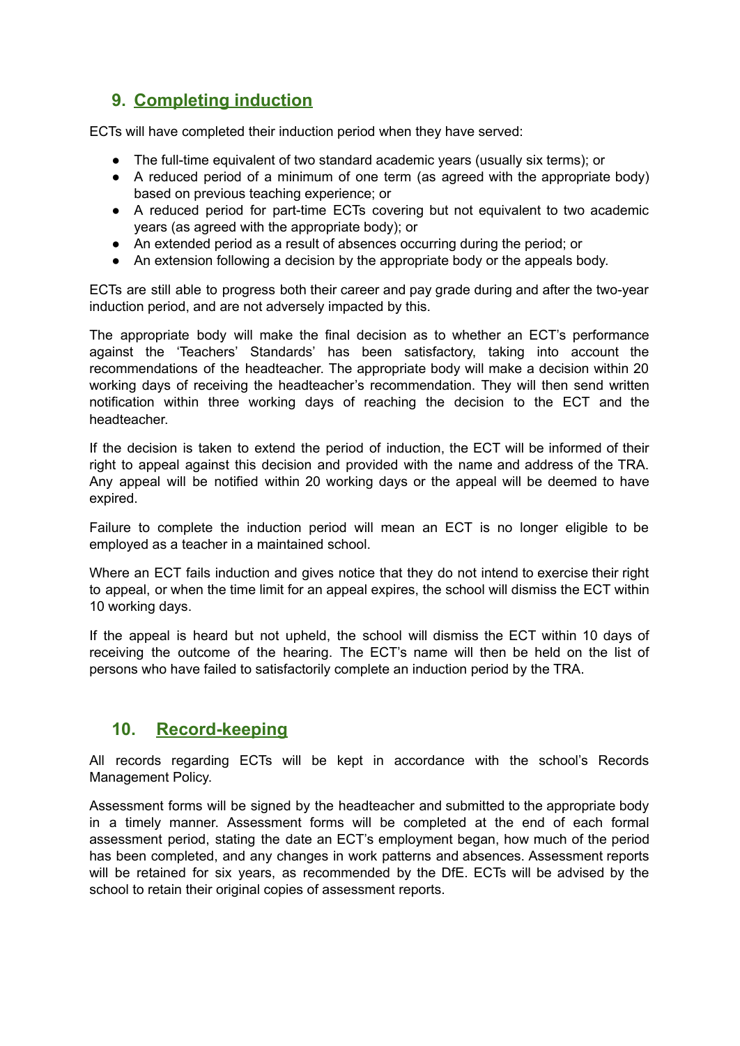## 9. Completing induction

ECTs will have completed their induction period when they have served:

- The full-time equivalent of two standard academic years (usually six terms); or
- A reduced period of a minimum of one term (as agreed with the appropriate body) based on previous teaching experience; or
- A reduced period for part-time ECTs covering but not equivalent to two academic years (as agreed with the appropriate body); or
- An extended period as a result of absences occurring during the period; or
- An extension following a decision by the appropriate body or the appeals body.

ECTs are still able to progress both their career and pay grade during and after the two-year induction period, and are not adversely impacted by this.

The appropriate body will make the final decision as to whether an ECT's performance against the 'Teachers' Standards' has been satisfactory, taking into account the recommendations of the headteacher. The appropriate body will make a decision within 20 working days of receiving the headteacher's recommendation. They will then send written notification within three working days of reaching the decision to the ECT and the headteacher.

If the decision is taken to extend the period of induction, the ECT will be informed of their right to appeal against this decision and provided with the name and address of the TRA. Any appeal will be notified within 20 working days or the appeal will be deemed to have expired.

Failure to complete the induction period will mean an ECT is no longer eligible to be employed as a teacher in a maintained school.

Where an ECT fails induction and gives notice that they do not intend to exercise their right to appeal, or when the time limit for an appeal expires, the school will dismiss the ECT within 10 working days.

If the appeal is heard but not upheld, the school will dismiss the ECT within 10 days of receiving the outcome of the hearing. The ECT's name will then be held on the list of persons who have failed to satisfactorily complete an induction period by the TRA.

## 10. Record-keeping

All records regarding ECTs will be kept in accordance with the school's Records Management Policy.

Assessment forms will be signed by the headteacher and submitted to the appropriate body in a timely manner. Assessment forms will be completed at the end of each formal assessment period, stating the date an ECT's employment began, how much of the period has been completed, and any changes in work patterns and absences. Assessment reports will be retained for six years, as recommended by the DfE. ECTs will be advised by the school to retain their original copies of assessment reports.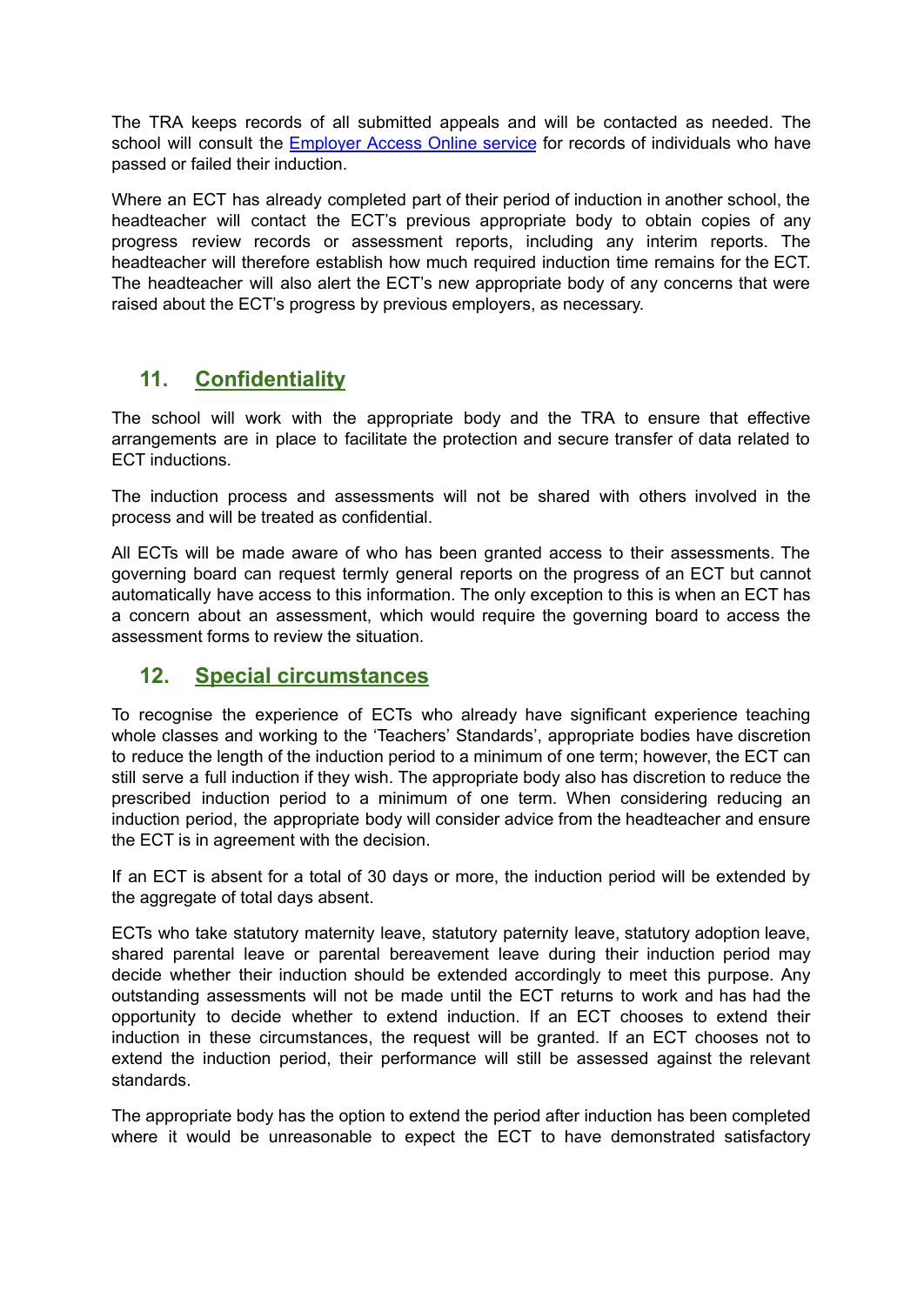The TRA keeps records of all submitted appeals and will be contacted as needed. The school will consult the [Employer Access Online service](#) for records of individuals who have passed or failed their induction.

Where an ECT has already completed part of their period of induction in another school, the headteacher will contact the ECT's previous appropriate body to obtain copies of any progress review records or assessment reports, including any interim reports. The headteacher will therefore establish how much required induction time remains for the ECT. The headteacher will also alert the ECT's new appropriate body of any concerns that were raised about the ECT's progress by previous employers, as necessary.

## 11. Confidentiality

The school will work with the appropriate body and the TRA to ensure that effective arrangements are in place to facilitate the protection and secure transfer of data related to ECT inductions.

The induction process and assessments will not be shared with others involved in the process and will be treated as confidential.

All ECTs will be made aware of who has been granted access to their assessments. The governing board can request termly general reports on the progress of an ECT but cannot automatically have access to this information. The only exception to this is when an ECT has a concern about an assessment, which would require the governing board to access the assessment forms to review the situation.

## 12. Special circumstances

To recognise the experience of ECTs who already have significant experience teaching whole classes and working to the 'Teachers' Standards', appropriate bodies have discretion to reduce the length of the induction period to a minimum of one term; however, the ECT can still serve a full induction if they wish. The appropriate body also has discretion to reduce the prescribed induction period to a minimum of one term. When considering reducing an induction period, the appropriate body will consider advice from the headteacher and ensure the ECT is in agreement with the decision.

If an ECT is absent for a total of 30 days or more, the induction period will be extended by the aggregate of total days absent.

ECTs who take statutory maternity leave, statutory paternity leave, statutory adoption leave, shared parental leave or parental bereavement leave during their induction period may decide whether their induction should be extended accordingly to meet this purpose. Any outstanding assessments will not be made until the ECT returns to work and has had the opportunity to decide whether to extend induction. If an ECT chooses to extend their induction in these circumstances, the request will be granted. If an ECT chooses not to extend the induction period, their performance will still be assessed against the relevant standards.

The appropriate body has the option to extend the period after induction has been completed where it would be unreasonable to expect the ECT to have demonstrated satisfactory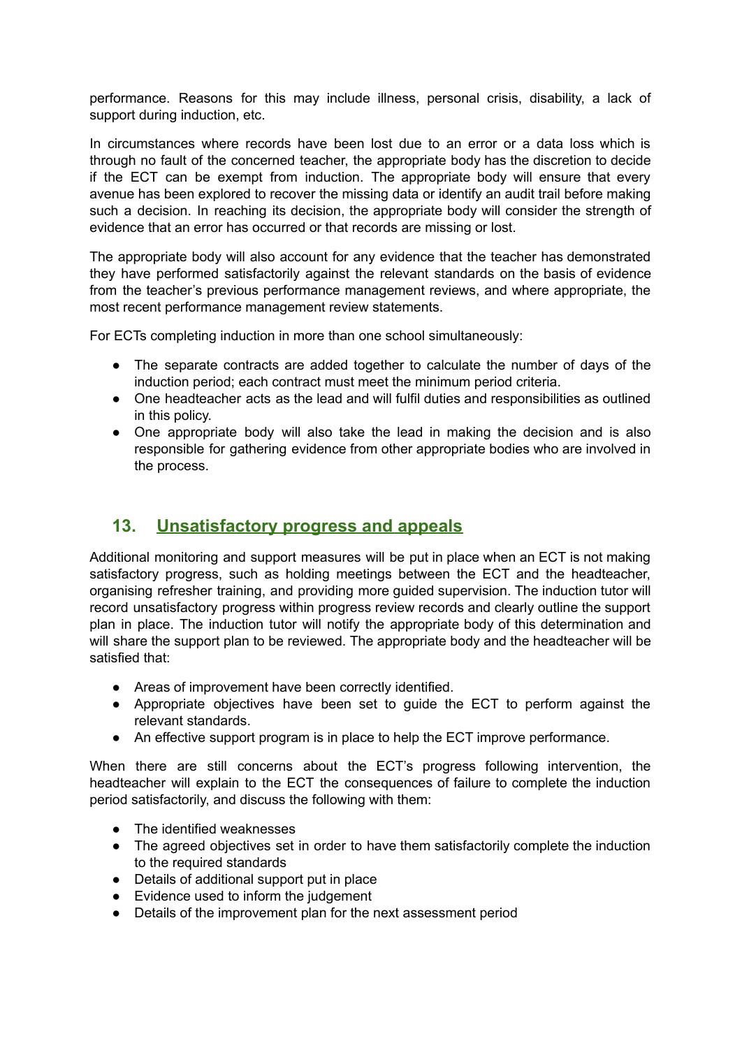performance. Reasons for this may include illness, personal crisis, disability, a lack of support during induction, etc.

In circumstances where records have been lost due to an error or a data loss which is through no fault of the concerned teacher, the appropriate body has the discretion to decide if the ECT can be exempt from induction. The appropriate body will ensure that every avenue has been explored to recover the missing data or identify an audit trail before making such a decision. In reaching its decision, the appropriate body will consider the strength of evidence that an error has occurred or that records are missing or lost.

The appropriate body will also account for any evidence that the teacher has demonstrated they have performed satisfactorily against the relevant standards on the basis of evidence from the teacher's previous performance management reviews, and where appropriate, the most recent performance management review statements.

For ECTs completing induction in more than one school simultaneously:

- The separate contracts are added together to calculate the number of days of the induction period; each contract must meet the minimum period criteria.
- One headteacher acts as the lead and will fulfil duties and responsibilities as outlined in this policy.
- One appropriate body will also take the lead in making the decision and is also responsible for gathering evidence from other appropriate bodies who are involved in the process.

## 13. Unsatisfactory progress and appeals

Additional monitoring and support measures will be put in place when an ECT is not making satisfactory progress, such as holding meetings between the ECT and the headteacher, organising refresher training, and providing more guided supervision. The induction tutor will record unsatisfactory progress within progress review records and clearly outline the support plan in place. The induction tutor will notify the appropriate body of this determination and will share the support plan to be reviewed. The appropriate body and the headteacher will be satisfied that:

- Areas of improvement have been correctly identified.
- Appropriate objectives have been set to guide the ECT to perform against the relevant standards.
- An effective support program is in place to help the ECT improve performance.

When there are still concerns about the ECT's progress following intervention, the headteacher will explain to the ECT the consequences of failure to complete the induction period satisfactorily, and discuss the following with them:

- The identified weaknesses
- The agreed objectives set in order to have them satisfactorily complete the induction to the required standards
- Details of additional support put in place
- Evidence used to inform the judgement
- Details of the improvement plan for the next assessment period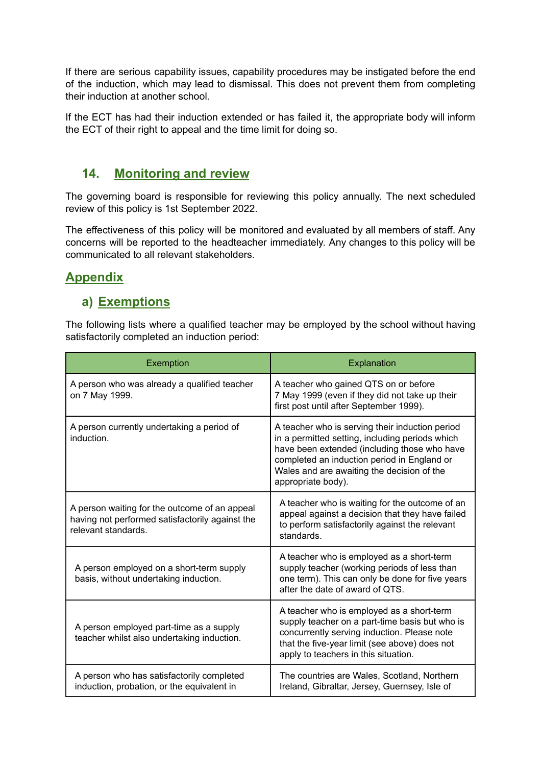If there are serious capability issues, capability procedures may be instigated before the end of the induction, which may lead to dismissal. This does not prevent them from completing their induction at another school.

If the ECT has had their induction extended or has failed it, the appropriate body will inform the ECT of their right to appeal and the time limit for doing so.

## 14. Monitoring and review

The governing board is responsible for reviewing this policy annually. The next scheduled review of this policy is 1st September 2022.

The effectiveness of this policy will be monitored and evaluated by all members of staff. Any concerns will be reported to the headteacher immediately. Any changes to this policy will be communicated to all relevant stakeholders.

## Appendix

### a) Exemptions

The following lists where a qualified teacher may be employed by the school without having satisfactorily completed an induction period:

| Exemption | Explanation |
|---|---|
| A person who was already a qualified teacher on 7 May 1999. | A teacher who gained QTS on or before 7 May 1999 (even if they did not take up their first post until after September 1999). |
| A person currently undertaking a period of induction. | A teacher who is serving their induction period in a permitted setting, including periods which have been extended (including those who have completed an induction period in England or Wales and are awaiting the decision of the appropriate body). |
| A person waiting for the outcome of an appeal having not performed satisfactorily against the relevant standards. | A teacher who is waiting for the outcome of an appeal against a decision that they have failed to perform satisfactorily against the relevant standards. |
| A person employed on a short-term supply basis, without undertaking induction. | A teacher who is employed as a short-term supply teacher (working periods of less than one term). This can only be done for five years after the date of award of QTS. |
| A person employed part-time as a supply teacher whilst also undertaking induction. | A teacher who is employed as a short-term supply teacher on a part-time basis but who is concurrently serving induction. Please note that the five-year limit (see above) does not apply to teachers in this situation. |
| A person who has satisfactorily completed induction, probation, or the equivalent in | The countries are Wales, Scotland, Northern Ireland, Gibraltar, Jersey, Guernsey, Isle of |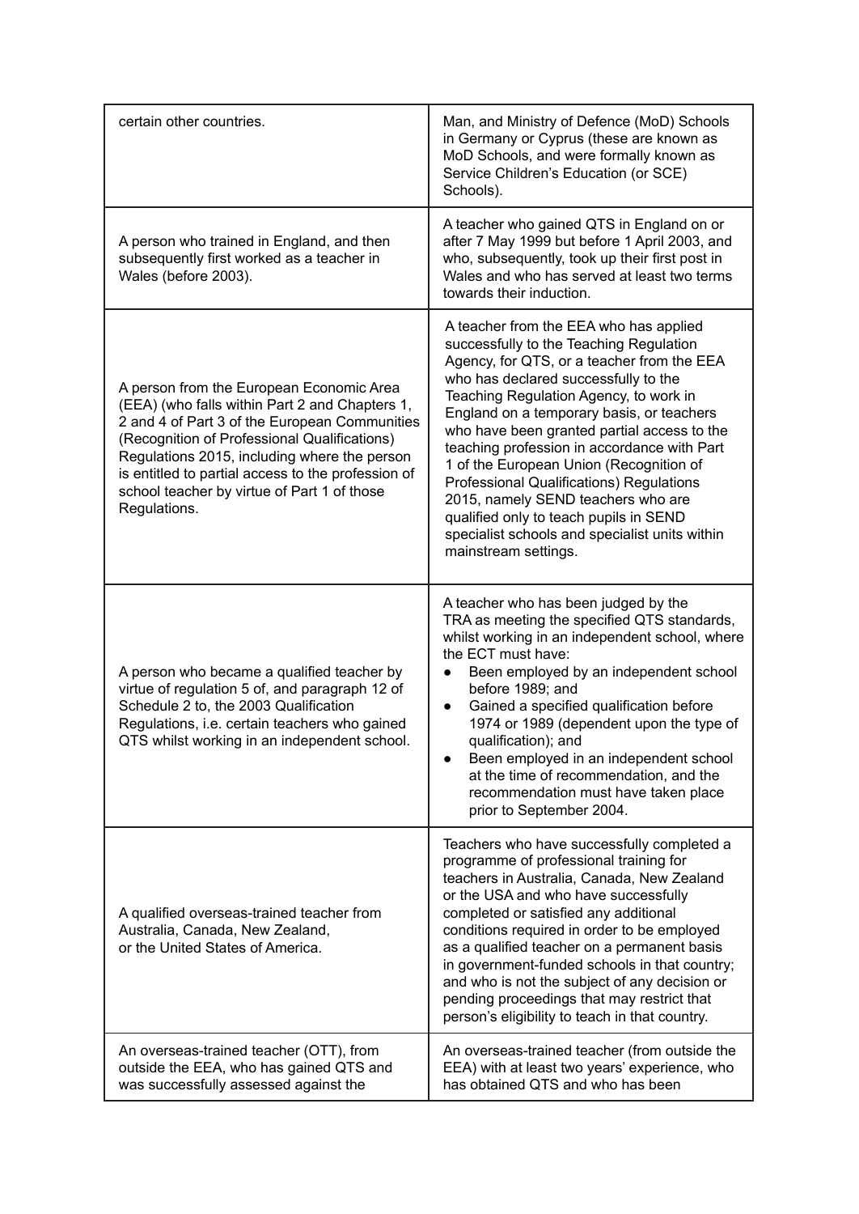| | |
|---|---|
| certain other countries. | Man, and Ministry of Defence (MoD) Schools in Germany or Cyprus (these are known as MoD Schools, and were formally known as Service Children's Education (or SCE) Schools). |
| A person who trained in England, and then subsequently first worked as a teacher in Wales (before 2003). | A teacher who gained QTS in England on or after 7 May 1999 but before 1 April 2003, and who, subsequently, took up their first post in Wales and who has served at least two terms towards their induction. |
| A person from the European Economic Area (EEA) (who falls within Part 2 and Chapters 1, 2 and 4 of Part 3 of the European Communities (Recognition of Professional Qualifications) Regulations 2015, including where the person is entitled to partial access to the profession of school teacher by virtue of Part 1 of those Regulations. | A teacher from the EEA who has applied successfully to the Teaching Regulation Agency, for QTS, or a teacher from the EEA who has declared successfully to the Teaching Regulation Agency, to work in England on a temporary basis, or teachers who have been granted partial access to the teaching profession in accordance with Part 1 of the European Union (Recognition of Professional Qualifications) Regulations 2015, namely SEND teachers who are qualified only to teach pupils in SEND specialist schools and specialist units within mainstream settings. |
| A person who became a qualified teacher by virtue of regulation 5 of, and paragraph 12 of Schedule 2 to, the 2003 Qualification Regulations, i.e. certain teachers who gained QTS whilst working in an independent school. | A teacher who has been judged by the TRA as meeting the specified QTS standards, whilst working in an independent school, where the ECT must have:<br>● Been employed by an independent school before 1989; and<br>● Gained a specified qualification before 1974 or 1989 (dependent upon the type of qualification); and<br>● Been employed in an independent school at the time of recommendation, and the recommendation must have taken place prior to September 2004. |
| A qualified overseas-trained teacher from Australia, Canada, New Zealand, or the United States of America. | Teachers who have successfully completed a programme of professional training for teachers in Australia, Canada, New Zealand or the USA and who have successfully completed or satisfied any additional conditions required in order to be employed as a qualified teacher on a permanent basis in government-funded schools in that country; and who is not the subject of any decision or pending proceedings that may restrict that person's eligibility to teach in that country. |
| An overseas-trained teacher (OTT), from outside the EEA, who has gained QTS and was successfully assessed against the | An overseas-trained teacher (from outside the EEA) with at least two years' experience, who has obtained QTS and who has been |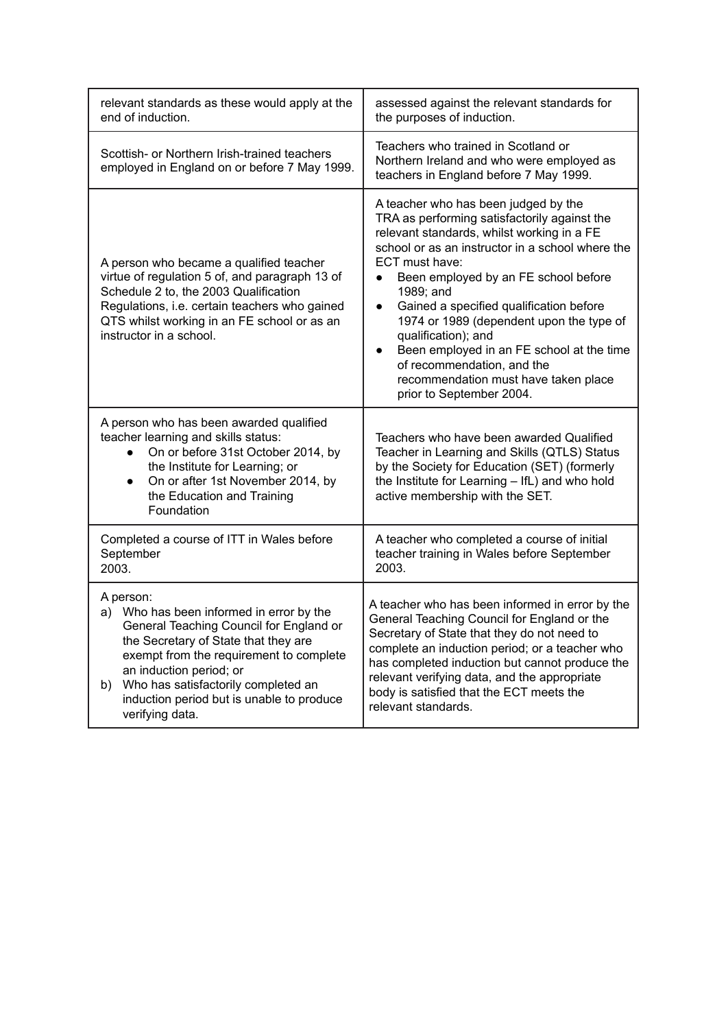| | |
|---|---|
| relevant standards as these would apply at the end of induction. | assessed against the relevant standards for the purposes of induction. |
| Scottish- or Northern Irish-trained teachers employed in England on or before 7 May 1999. | Teachers who trained in Scotland or Northern Ireland and who were employed as teachers in England before 7 May 1999. |
| A person who became a qualified teacher virtue of regulation 5 of, and paragraph 13 of Schedule 2 to, the 2003 Qualification Regulations, i.e. certain teachers who gained QTS whilst working in an FE school or as an instructor in a school. | A teacher who has been judged by the TRA as performing satisfactorily against the relevant standards, whilst working in a FE school or as an instructor in a school where the ECT must have:<br>• Been employed by an FE school before 1989; and<br>• Gained a specified qualification before 1974 or 1989 (dependent upon the type of qualification); and<br>• Been employed in an FE school at the time of recommendation, and the recommendation must have taken place prior to September 2004. |
| A person who has been awarded qualified teacher learning and skills status:<br>• On or before 31st October 2014, by the Institute for Learning; or<br>• On or after 1st November 2014, by the Education and Training Foundation | Teachers who have been awarded Qualified Teacher in Learning and Skills (QTLS) Status by the Society for Education (SET) (formerly the Institute for Learning – IfL) and who hold active membership with the SET. |
| Completed a course of ITT in Wales before September 2003. | A teacher who completed a course of initial teacher training in Wales before September 2003. |
| A person:<br>a) Who has been informed in error by the General Teaching Council for England or the Secretary of State that they are exempt from the requirement to complete an induction period; or<br>b) Who has satisfactorily completed an induction period but is unable to produce verifying data. | A teacher who has been informed in error by the General Teaching Council for England or the Secretary of State that they do not need to complete an induction period; or a teacher who has completed induction but cannot produce the relevant verifying data, and the appropriate body is satisfied that the ECT meets the relevant standards. |